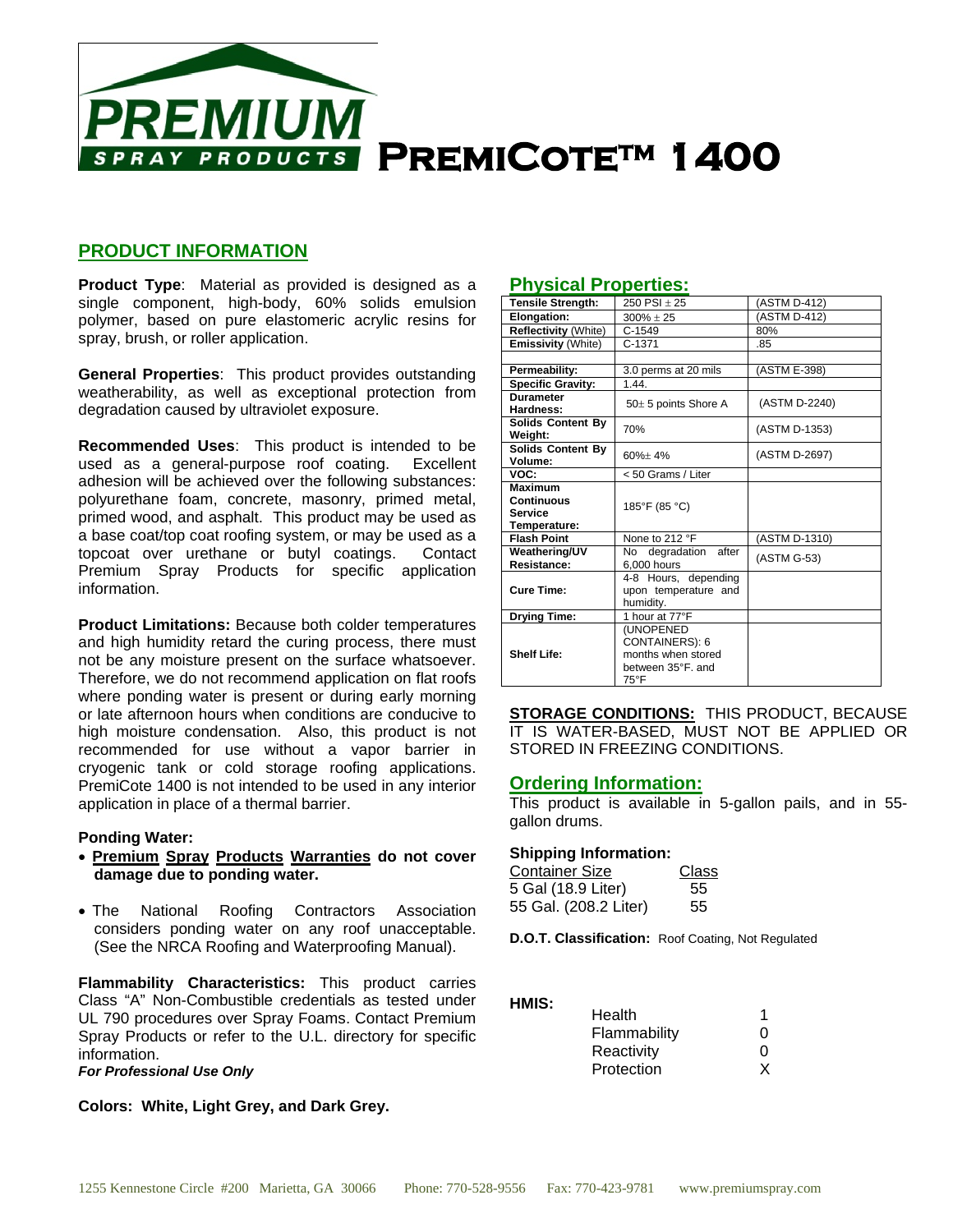# PREMIUM SPRAY PRODUCTS

# PremiCote™ 1400

## PRODUCT INFORMATION

**Product Type**: Material as provided is designed as a single component, high-body, 60% solids emulsion polymer, based on pure elastomeric acrylic resins for spray, brush, or roller application.

**General Properties**: This product provides outstanding weatherability, as well as exceptional protection from degradation caused by ultraviolet exposure.

**Recommended Uses**: This product is intended to be used as a general-purpose roof coating. Excellent adhesion will be achieved over the following substances: polyurethane foam, concrete, masonry, primed metal, primed wood, and asphalt. This product may be used as a base coat/top coat roofing system, or may be used as a topcoat over urethane or butyl coatings. Contact Premium Spray Products for specific application information.

**Product Limitations:** Because both colder temperatures and high humidity retard the curing process, there must not be any moisture present on the surface whatsoever. Therefore, we do not recommend application on flat roofs where ponding water is present or during early morning or late afternoon hours when conditions are conducive to high moisture condensation. Also, this product is not recommended for use without a vapor barrier in cryogenic tank or cold storage roofing applications. PremiCote 1400 is not intended to be used in any interior application in place of a thermal barrier.

**Ponding Water:**

- **Premium Spray Products Warranties do not cover damage due to ponding water.**
- The National Roofing Contractors Association considers ponding water on any roof unacceptable. (See the NRCA Roofing and Waterproofing Manual).

**Flammability Characteristics:** This product carries Class "A" Non-Combustible credentials as tested under UL 790 procedures over Spray Foams. Contact Premium Spray Products or refer to the U.L. directory for specific information.

***For Professional Use Only***

**Colors: White, Light Grey, and Dark Grey.**

## Physical Properties:

| | | |
|---|---|---|
| **Tensile Strength:** | 250 PSI ± 25 | (ASTM D-412) |
| **Elongation:** | 300% ± 25 | (ASTM D-412) |
| **Reflectivity** (White) | C-1549 | 80% |
| **Emissivity** (White) | C-1371 | .85 |
| | | |
| **Permeability:** | 3.0 perms at 20 mils | (ASTM E-398) |
| **Specific Gravity:** | 1.44. | |
| **Durameter Hardness:** | 50± 5 points Shore A | (ASTM D-2240) |
| **Solids Content By Weight:** | 70% | (ASTM D-1353) |
| **Solids Content By Volume:** | 60%± 4% | (ASTM D-2697) |
| **VOC:** | < 50 Grams / Liter | |
| **Maximum Continuous Service Temperature:** | 185°F (85 °C) | |
| **Flash Point** | None to 212 °F | (ASTM D-1310) |
| **Weathering/UV Resistance:** | No degradation after 6,000 hours | (ASTM G-53) |
| **Cure Time:** | 4-8 Hours, depending upon temperature and humidity. | |
| **Drying Time:** | 1 hour at 77°F | |
| **Shelf Life:** | (UNOPENED CONTAINERS): 6 months when stored between 35°F. and 75°F | |

**STORAGE CONDITIONS:** THIS PRODUCT, BECAUSE IT IS WATER-BASED, MUST NOT BE APPLIED OR STORED IN FREEZING CONDITIONS.

## Ordering Information:

This product is available in 5-gallon pails, and in 55-gallon drums.

**Shipping Information:**

| Container Size | Class |
|---|---|
| 5 Gal (18.9 Liter) | 55 |
| 55 Gal. (208.2 Liter) | 55 |

**D.O.T. Classification:** Roof Coating, Not Regulated

**HMIS:**

| | |
|---|---|
| Health | 1 |
| Flammability | 0 |
| Reactivity | 0 |
| Protection | X |

1255 Kennestone Circle #200 Marietta, GA 30066 Phone: 770-528-9556 Fax: 770-423-9781 www.premiumspray.com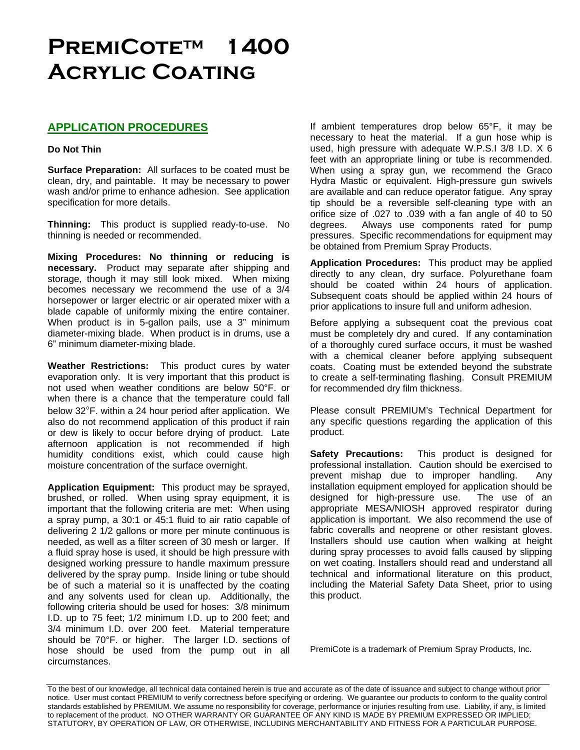# PremiCote™ 1400 Acrylic Coating

## APPLICATION PROCEDURES

**Do Not Thin**

**Surface Preparation:** All surfaces to be coated must be clean, dry, and paintable. It may be necessary to power wash and/or prime to enhance adhesion. See application specification for more details.

**Thinning:** This product is supplied ready-to-use. No thinning is needed or recommended.

**Mixing Procedures: No thinning or reducing is necessary.** Product may separate after shipping and storage, though it may still look mixed. When mixing becomes necessary we recommend the use of a 3/4 horsepower or larger electric or air operated mixer with a blade capable of uniformly mixing the entire container. When product is in 5-gallon pails, use a 3" minimum diameter-mixing blade. When product is in drums, use a 6" minimum diameter-mixing blade.

**Weather Restrictions:** This product cures by water evaporation only. It is very important that this product is not used when weather conditions are below 50°F. or when there is a chance that the temperature could fall below 32°F. within a 24 hour period after application. We also do not recommend application of this product if rain or dew is likely to occur before drying of product. Late afternoon application is not recommended if high humidity conditions exist, which could cause high moisture concentration of the surface overnight.

**Application Equipment:** This product may be sprayed, brushed, or rolled. When using spray equipment, it is important that the following criteria are met: When using a spray pump, a 30:1 or 45:1 fluid to air ratio capable of delivering 2 1/2 gallons or more per minute continuous is needed, as well as a filter screen of 30 mesh or larger. If a fluid spray hose is used, it should be high pressure with designed working pressure to handle maximum pressure delivered by the spray pump. Inside lining or tube should be of such a material so it is unaffected by the coating and any solvents used for clean up. Additionally, the following criteria should be used for hoses: 3/8 minimum I.D. up to 75 feet; 1/2 minimum I.D. up to 200 feet; and 3/4 minimum I.D. over 200 feet. Material temperature should be 70°F. or higher. The larger I.D. sections of hose should be used from the pump out in all circumstances.

If ambient temperatures drop below 65°F, it may be necessary to heat the material. If a gun hose whip is used, high pressure with adequate W.P.S.I 3/8 I.D. X 6 feet with an appropriate lining or tube is recommended. When using a spray gun, we recommend the Graco Hydra Mastic or equivalent. High-pressure gun swivels are available and can reduce operator fatigue. Any spray tip should be a reversible self-cleaning type with an orifice size of .027 to .039 with a fan angle of 40 to 50 degrees. Always use components rated for pump pressures. Specific recommendations for equipment may be obtained from Premium Spray Products.

**Application Procedures:** This product may be applied directly to any clean, dry surface. Polyurethane foam should be coated within 24 hours of application. Subsequent coats should be applied within 24 hours of prior applications to insure full and uniform adhesion.

Before applying a subsequent coat the previous coat must be completely dry and cured. If any contamination of a thoroughly cured surface occurs, it must be washed with a chemical cleaner before applying subsequent coats. Coating must be extended beyond the substrate to create a self-terminating flashing. Consult PREMIUM for recommended dry film thickness.

Please consult PREMIUM's Technical Department for any specific questions regarding the application of this product.

**Safety Precautions:** This product is designed for professional installation. Caution should be exercised to prevent mishap due to improper handling. Any installation equipment employed for application should be designed for high-pressure use. The use of an appropriate MESA/NIOSH approved respirator during application is important. We also recommend the use of fabric coveralls and neoprene or other resistant gloves. Installers should use caution when walking at height during spray processes to avoid falls caused by slipping on wet coating. Installers should read and understand all technical and informational literature on this product, including the Material Safety Data Sheet, prior to using this product.

PremiCote is a trademark of Premium Spray Products, Inc.

To the best of our knowledge, all technical data contained herein is true and accurate as of the date of issuance and subject to change without prior notice. User must contact PREMIUM to verify correctness before specifying or ordering. We guarantee our products to conform to the quality control standards established by PREMIUM. We assume no responsibility for coverage, performance or injuries resulting from use. Liability, if any, is limited to replacement of the product. NO OTHER WARRANTY OR GUARANTEE OF ANY KIND IS MADE BY PREMIUM EXPRESSED OR IMPLIED; STATUTORY, BY OPERATION OF LAW, OR OTHERWISE, INCLUDING MERCHANTABILITY AND FITNESS FOR A PARTICULAR PURPOSE.